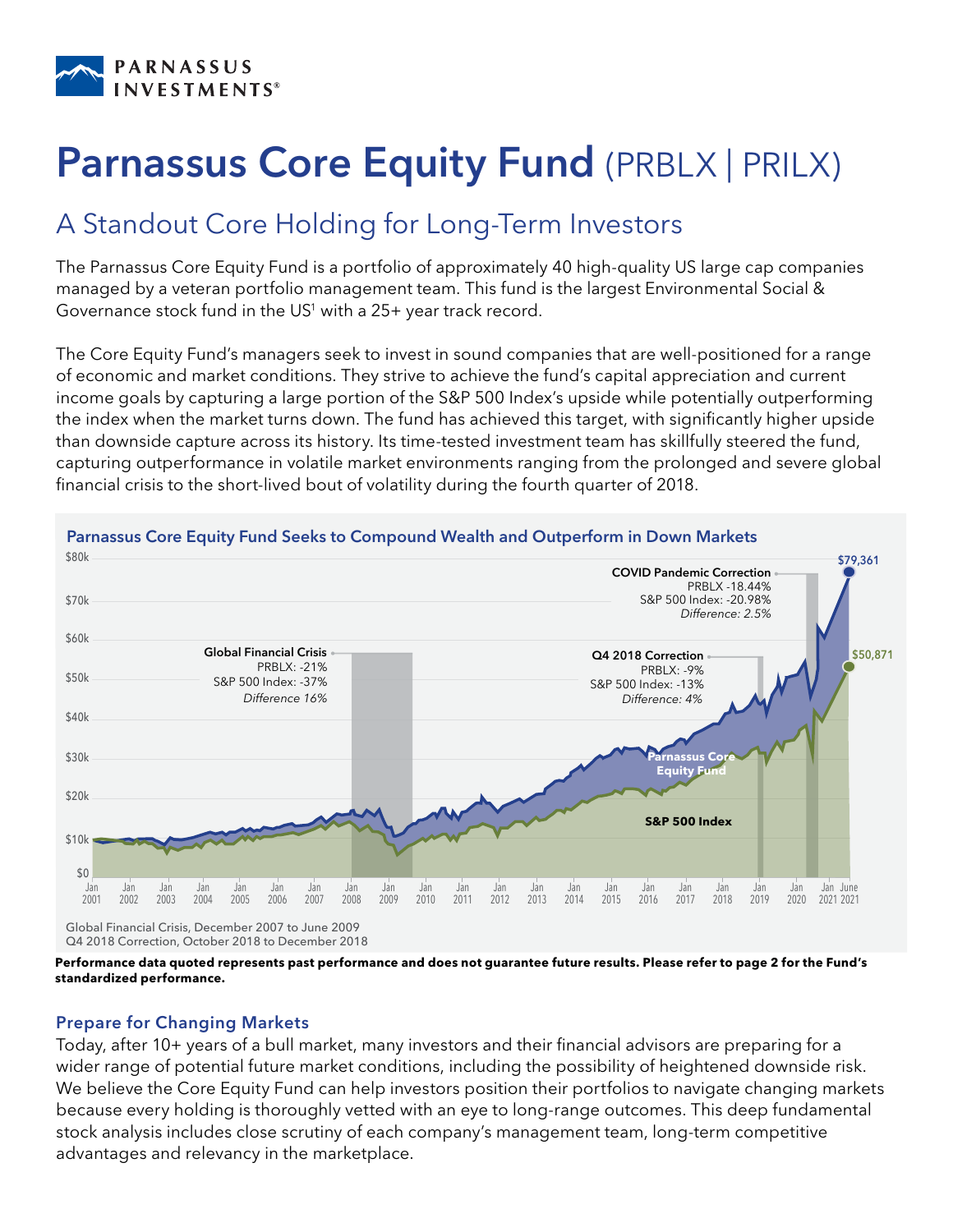PARNASSUS INVESTMENTS®

# Parnassus Core Equity Fund (PRBLX | PRILX)

## A Standout Core Holding for Long-Term Investors

The Parnassus Core Equity Fund is a portfolio of approximately 40 high-quality US large cap companies managed by a veteran portfolio management team. This fund is the largest Environmental Social & Governance stock fund in the US[1] with a 25+ year track record.

The Core Equity Fund's managers seek to invest in sound companies that are well-positioned for a range of economic and market conditions. They strive to achieve the fund's capital appreciation and current income goals by capturing a large portion of the S&P 500 Index's upside while potentially outperforming the index when the market turns down. The fund has achieved this target, with significantly higher upside than downside capture across its history. Its time-tested investment team has skillfully steered the fund, capturing outperformance in volatile market environments ranging from the prolonged and severe global financial crisis to the short-lived bout of volatility during the fourth quarter of 2018.

### Parnassus Core Equity Fund Seeks to Compound Wealth and Outperform in Down Markets

**Global Financial Crisis**
PRBLX: -21%
S&P 500 Index: -37%
*Difference 16%*

**Q4 2018 Correction**
PRBLX: -9%
S&P 500 Index: -13%
*Difference: 4%*

**COVID Pandemic Correction**
PRBLX -18.44%
S&P 500 Index: -20.98%
*Difference: 2.5%*

Parnassus Core Equity Fund: $79,361
S&P 500 Index: $50,871

Global Financial Crisis, December 2007 to June 2009
Q4 2018 Correction, October 2018 to December 2018

**Performance data quoted represents past performance and does not guarantee future results. Please refer to page 2 for the Fund's standardized performance.**

### Prepare for Changing Markets

Today, after 10+ years of a bull market, many investors and their financial advisors are preparing for a wider range of potential future market conditions, including the possibility of heightened downside risk. We believe the Core Equity Fund can help investors position their portfolios to navigate changing markets because every holding is thoroughly vetted with an eye to long-range outcomes. This deep fundamental stock analysis includes close scrutiny of each company's management team, long-term competitive advantages and relevancy in the marketplace.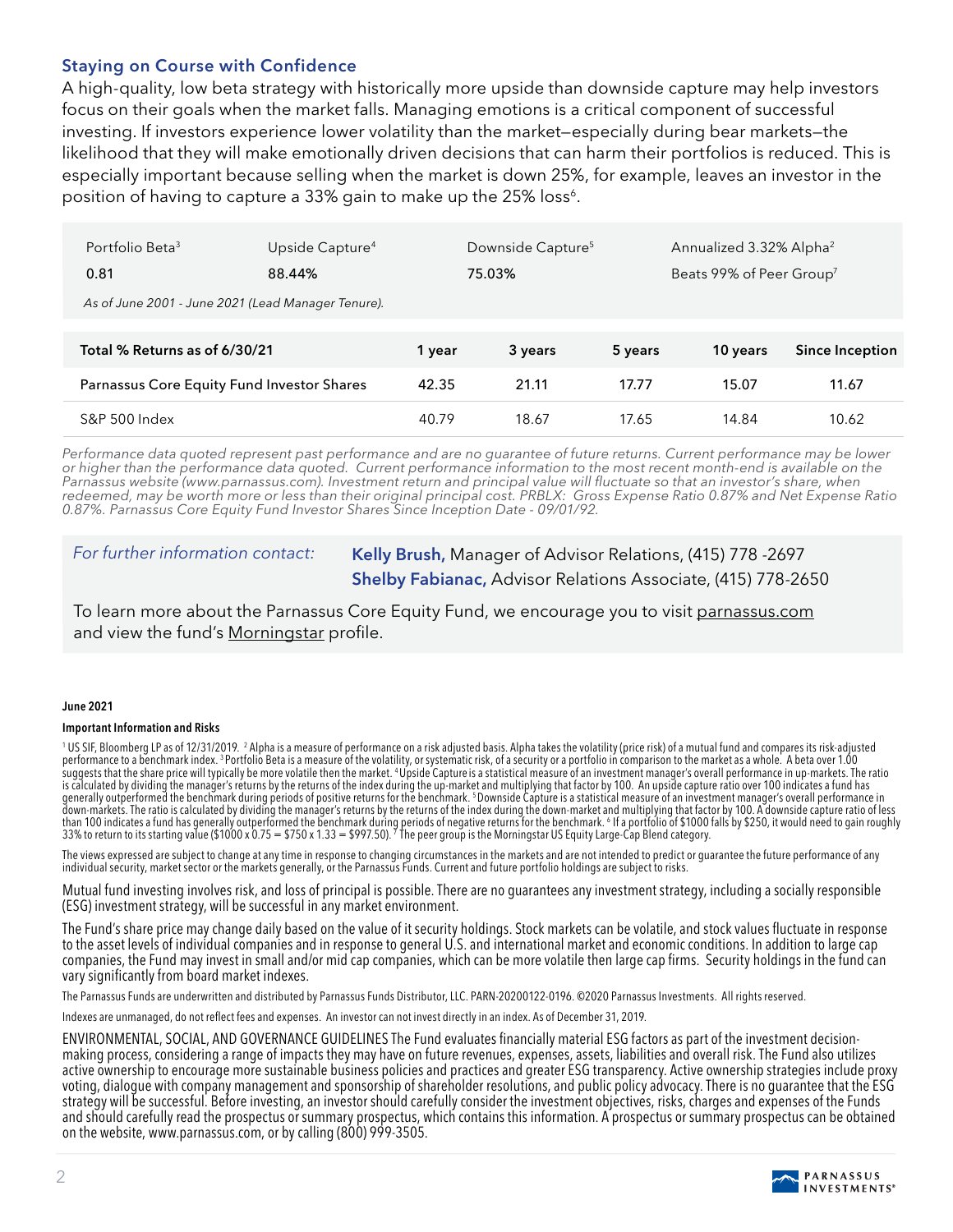### Staying on Course with Confidence

A high-quality, low beta strategy with historically more upside than downside capture may help investors focus on their goals when the market falls. Managing emotions is a critical component of successful investing. If investors experience lower volatility than the market—especially during bear markets—the likelihood that they will make emotionally driven decisions that can harm their portfolios is reduced. This is especially important because selling when the market is down 25%, for example, leaves an investor in the position of having to capture a 33% gain to make up the 25% loss[6].

| Portfolio Beta[3] | Upside Capture[4] | Downside Capture[5] | Annualized 3.32% Alpha[2] |
|---|---|---|---|
| 0.81 | 88.44% | 75.03% | Beats 99% of Peer Group[7] |

*As of June 2001 - June 2021 (Lead Manager Tenure).*

| Total % Returns as of 6/30/21 | 1 year | 3 years | 5 years | 10 years | Since Inception |
|---|---|---|---|---|---|
| Parnassus Core Equity Fund Investor Shares | 42.35 | 21.11 | 17.77 | 15.07 | 11.67 |
| S&P 500 Index | 40.79 | 18.67 | 17.65 | 14.84 | 10.62 |

*Performance data quoted represent past performance and are no guarantee of future returns. Current performance may be lower or higher than the performance data quoted. Current performance information to the most recent month-end is available on the Parnassus website (www.parnassus.com). Investment return and principal value will fluctuate so that an investor's share, when redeemed, may be worth more or less than their original principal cost. PRBLX: Gross Expense Ratio 0.87% and Net Expense Ratio 0.87%. Parnassus Core Equity Fund Investor Shares Since Inception Date - 09/01/92.*

*For further information contact:* **Kelly Brush,** Manager of Advisor Relations, (415) 778 -2697
**Shelby Fabianac,** Advisor Relations Associate, (415) 778-2650

To learn more about the Parnassus Core Equity Fund, we encourage you to visit parnassus.com and view the fund's Morningstar profile.

**June 2021**

**Important Information and Risks**

[1] US SIF, Bloomberg LP as of 12/31/2019. [2] Alpha is a measure of performance on a risk adjusted basis. Alpha takes the volatility (price risk) of a mutual fund and compares its risk-adjusted performance to a benchmark index. [3] Portfolio Beta is a measure of the volatility, or systematic risk, of a security or a portfolio in comparison to the market as a whole. A beta over 1.00 suggests that the share price will typically be more volatile then the market. [4] Upside Capture is a statistical measure of an investment manager's overall performance in up-markets. The ratio is calculated by dividing the manager's returns by the returns of the index during the up-market and multiplying that factor by 100. An upside capture ratio over 100 indicates a fund has generally outperformed the benchmark during periods of positive returns for the benchmark. [5] Downside Capture is a statistical measure of an investment manager's overall performance in down-markets. The ratio is calculated by dividing the manager's returns by the returns of the index during the down-market and multiplying that factor by 100. A downside capture ratio of less than 100 indicates a fund has generally outperformed the benchmark during periods of negative returns for the benchmark. [6] If a portfolio of $1000 falls by $250, it would need to gain roughly 33% to return to its starting value ($1000 x 0.75 = $750 x 1.33 = $997.50). [7] The peer group is the Morningstar US Equity Large-Cap Blend category.

The views expressed are subject to change at any time in response to changing circumstances in the markets and are not intended to predict or guarantee the future performance of any individual security, market sector or the markets generally, or the Parnassus Funds. Current and future portfolio holdings are subject to risks.

Mutual fund investing involves risk, and loss of principal is possible. There are no guarantees any investment strategy, including a socially responsible (ESG) investment strategy, will be successful in any market environment.

The Fund's share price may change daily based on the value of it security holdings. Stock markets can be volatile, and stock values fluctuate in response to the asset levels of individual companies and in response to general U.S. and international market and economic conditions. In addition to large cap companies, the Fund may invest in small and/or mid cap companies, which can be more volatile then large cap firms. Security holdings in the fund can vary significantly from board market indexes.

The Parnassus Funds are underwritten and distributed by Parnassus Funds Distributor, LLC. PARN-20200122-0196. ©2020 Parnassus Investments. All rights reserved.

Indexes are unmanaged, do not reflect fees and expenses. An investor can not invest directly in an index. As of December 31, 2019.

ENVIRONMENTAL, SOCIAL, AND GOVERNANCE GUIDELINES The Fund evaluates financially material ESG factors as part of the investment decision-making process, considering a range of impacts they may have on future revenues, expenses, assets, liabilities and overall risk. The Fund also utilizes active ownership to encourage more sustainable business policies and practices and greater ESG transparency. Active ownership strategies include proxy voting, dialogue with company management and sponsorship of shareholder resolutions, and public policy advocacy. There is no guarantee that the ESG strategy will be successful. Before investing, an investor should carefully consider the investment objectives, risks, charges and expenses of the Funds and should carefully read the prospectus or summary prospectus, which contains this information. A prospectus or summary prospectus can be obtained on the website, www.parnassus.com, or by calling (800) 999-3505.